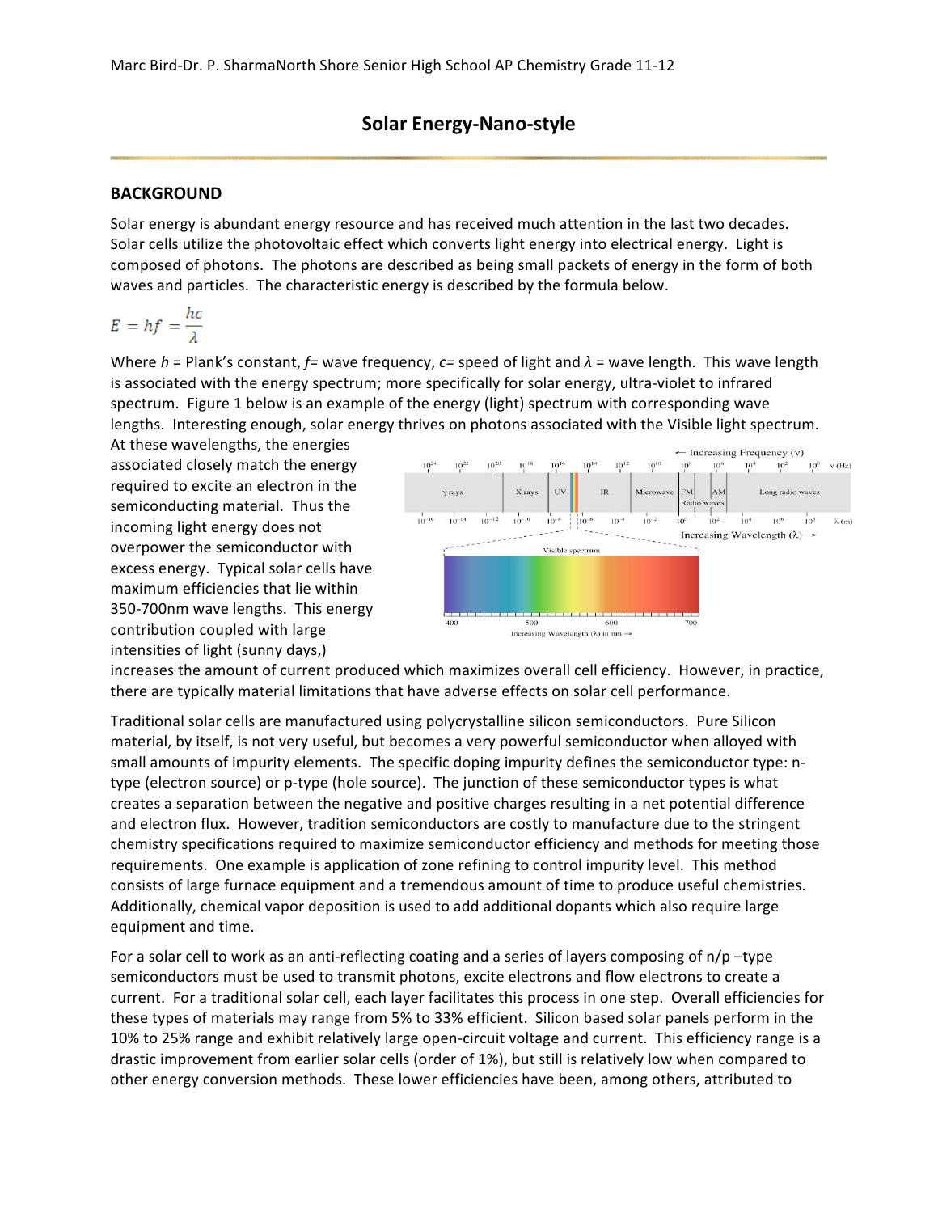Marc Bird-Dr. P. SharmaNorth Shore Senior High School AP Chemistry Grade 11-12

# Solar Energy-Nano-style

## BACKGROUND

Solar energy is abundant energy resource and has received much attention in the last two decades. Solar cells utilize the photovoltaic effect which converts light energy into electrical energy. Light is composed of photons. The photons are described as being small packets of energy in the form of both waves and particles. The characteristic energy is described by the formula below.

$$E = hf = \frac{hc}{\lambda}$$

Where $h$ = Plank's constant, $f$= wave frequency, $c$= speed of light and $\lambda$ = wave length. This wave length is associated with the energy spectrum; more specifically for solar energy, ultra-violet to infrared spectrum. Figure 1 below is an example of the energy (light) spectrum with corresponding wave lengths. Interesting enough, solar energy thrives on photons associated with the Visible light spectrum. At these wavelengths, the energies associated closely match the energy required to excite an electron in the semiconducting material. Thus the incoming light energy does not overpower the semiconductor with excess energy. Typical solar cells have maximum efficiencies that lie within 350-700nm wave lengths. This energy contribution coupled with large intensities of light (sunny days,) increases the amount of current produced which maximizes overall cell efficiency. However, in practice, there are typically material limitations that have adverse effects on solar cell performance.

Traditional solar cells are manufactured using polycrystalline silicon semiconductors. Pure Silicon material, by itself, is not very useful, but becomes a very powerful semiconductor when alloyed with small amounts of impurity elements. The specific doping impurity defines the semiconductor type: n-type (electron source) or p-type (hole source). The junction of these semiconductor types is what creates a separation between the negative and positive charges resulting in a net potential difference and electron flux. However, tradition semiconductors are costly to manufacture due to the stringent chemistry specifications required to maximize semiconductor efficiency and methods for meeting those requirements. One example is application of zone refining to control impurity level. This method consists of large furnace equipment and a tremendous amount of time to produce useful chemistries. Additionally, chemical vapor deposition is used to add additional dopants which also require large equipment and time.

For a solar cell to work as an anti-reflecting coating and a series of layers composing of n/p –type semiconductors must be used to transmit photons, excite electrons and flow electrons to create a current. For a traditional solar cell, each layer facilitates this process in one step. Overall efficiencies for these types of materials may range from 5% to 33% efficient. Silicon based solar panels perform in the 10% to 25% range and exhibit relatively large open-circuit voltage and current. This efficiency range is a drastic improvement from earlier solar cells (order of 1%), but still is relatively low when compared to other energy conversion methods. These lower efficiencies have been, among others, attributed to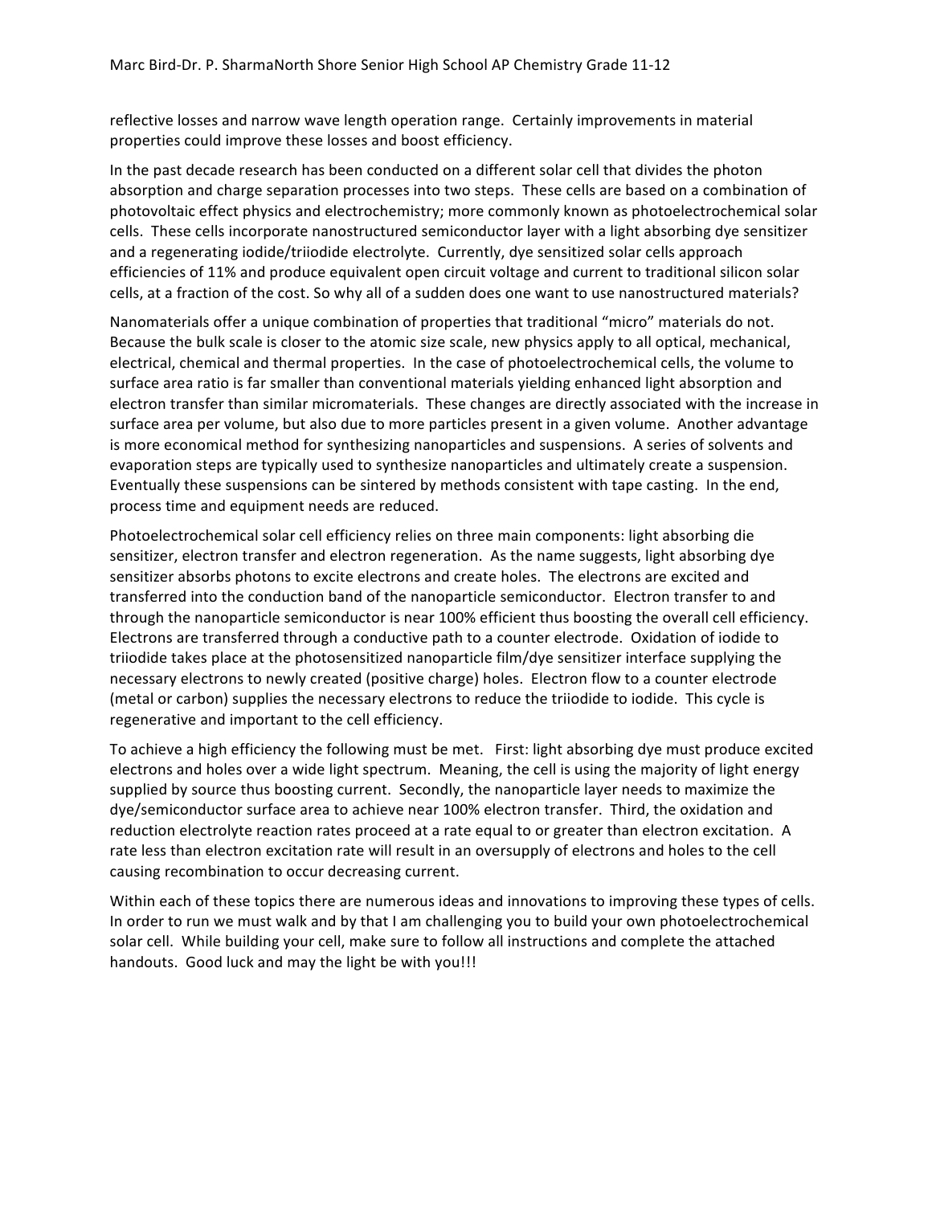reflective losses and narrow wave length operation range. Certainly improvements in material properties could improve these losses and boost efficiency.

In the past decade research has been conducted on a different solar cell that divides the photon absorption and charge separation processes into two steps. These cells are based on a combination of photovoltaic effect physics and electrochemistry; more commonly known as photoelectrochemical solar cells. These cells incorporate nanostructured semiconductor layer with a light absorbing dye sensitizer and a regenerating iodide/triiodide electrolyte. Currently, dye sensitized solar cells approach efficiencies of 11% and produce equivalent open circuit voltage and current to traditional silicon solar cells, at a fraction of the cost. So why all of a sudden does one want to use nanostructured materials?

Nanomaterials offer a unique combination of properties that traditional "micro" materials do not. Because the bulk scale is closer to the atomic size scale, new physics apply to all optical, mechanical, electrical, chemical and thermal properties. In the case of photoelectrochemical cells, the volume to surface area ratio is far smaller than conventional materials yielding enhanced light absorption and electron transfer than similar micromaterials. These changes are directly associated with the increase in surface area per volume, but also due to more particles present in a given volume. Another advantage is more economical method for synthesizing nanoparticles and suspensions. A series of solvents and evaporation steps are typically used to synthesize nanoparticles and ultimately create a suspension. Eventually these suspensions can be sintered by methods consistent with tape casting. In the end, process time and equipment needs are reduced.

Photoelectrochemical solar cell efficiency relies on three main components: light absorbing die sensitizer, electron transfer and electron regeneration. As the name suggests, light absorbing dye sensitizer absorbs photons to excite electrons and create holes. The electrons are excited and transferred into the conduction band of the nanoparticle semiconductor. Electron transfer to and through the nanoparticle semiconductor is near 100% efficient thus boosting the overall cell efficiency. Electrons are transferred through a conductive path to a counter electrode. Oxidation of iodide to triiodide takes place at the photosensitized nanoparticle film/dye sensitizer interface supplying the necessary electrons to newly created (positive charge) holes. Electron flow to a counter electrode (metal or carbon) supplies the necessary electrons to reduce the triiodide to iodide. This cycle is regenerative and important to the cell efficiency.

To achieve a high efficiency the following must be met. First: light absorbing dye must produce excited electrons and holes over a wide light spectrum. Meaning, the cell is using the majority of light energy supplied by source thus boosting current. Secondly, the nanoparticle layer needs to maximize the dye/semiconductor surface area to achieve near 100% electron transfer. Third, the oxidation and reduction electrolyte reaction rates proceed at a rate equal to or greater than electron excitation. A rate less than electron excitation rate will result in an oversupply of electrons and holes to the cell causing recombination to occur decreasing current.

Within each of these topics there are numerous ideas and innovations to improving these types of cells. In order to run we must walk and by that I am challenging you to build your own photoelectrochemical solar cell. While building your cell, make sure to follow all instructions and complete the attached handouts. Good luck and may the light be with you!!!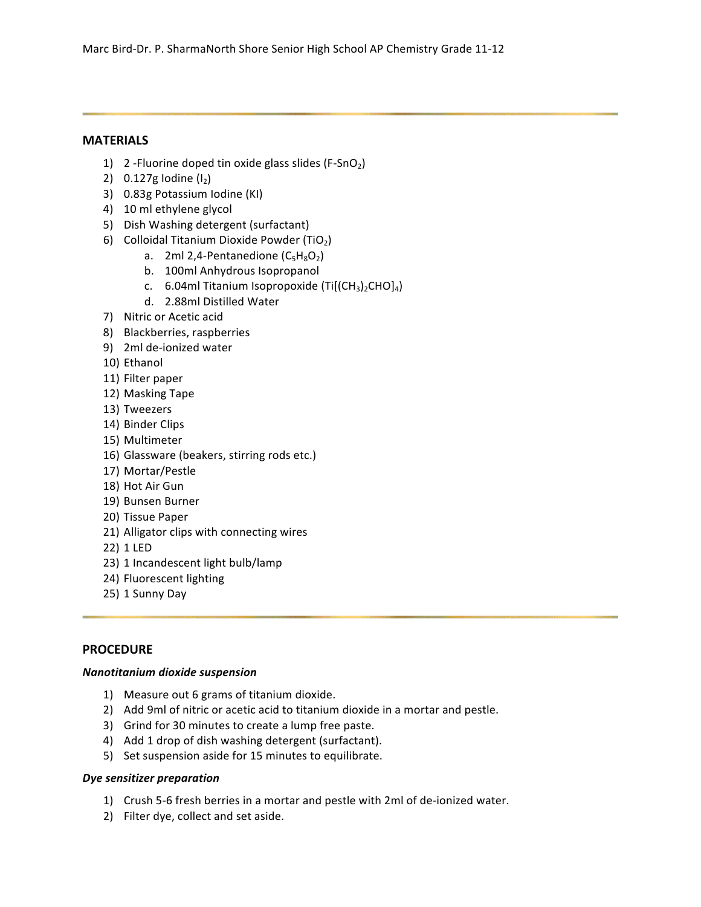## MATERIALS

1) 2 -Fluorine doped tin oxide glass slides ($F\text{-}SnO_2$)
2) 0.127g Iodine ($I_2$)
3) 0.83g Potassium Iodine (KI)
4) 10 ml ethylene glycol
5) Dish Washing detergent (surfactant)
6) Colloidal Titanium Dioxide Powder ($TiO_2$)
    a. 2ml 2,4-Pentanedione ($C_5H_8O_2$)
    b. 100ml Anhydrous Isopropanol
    c. 6.04ml Titanium Isopropoxide ($Ti[(CH_3)_2CHO]_4$)
    d. 2.88ml Distilled Water
7) Nitric or Acetic acid
8) Blackberries, raspberries
9) 2ml de-ionized water
10) Ethanol
11) Filter paper
12) Masking Tape
13) Tweezers
14) Binder Clips
15) Multimeter
16) Glassware (beakers, stirring rods etc.)
17) Mortar/Pestle
18) Hot Air Gun
19) Bunsen Burner
20) Tissue Paper
21) Alligator clips with connecting wires
22) 1 LED
23) 1 Incandescent light bulb/lamp
24) Fluorescent lighting
25) 1 Sunny Day

## PROCEDURE

***Nanotitanium dioxide suspension***

1) Measure out 6 grams of titanium dioxide.
2) Add 9ml of nitric or acetic acid to titanium dioxide in a mortar and pestle.
3) Grind for 30 minutes to create a lump free paste.
4) Add 1 drop of dish washing detergent (surfactant).
5) Set suspension aside for 15 minutes to equilibrate.

***Dye sensitizer preparation***

1) Crush 5-6 fresh berries in a mortar and pestle with 2ml of de-ionized water.
2) Filter dye, collect and set aside.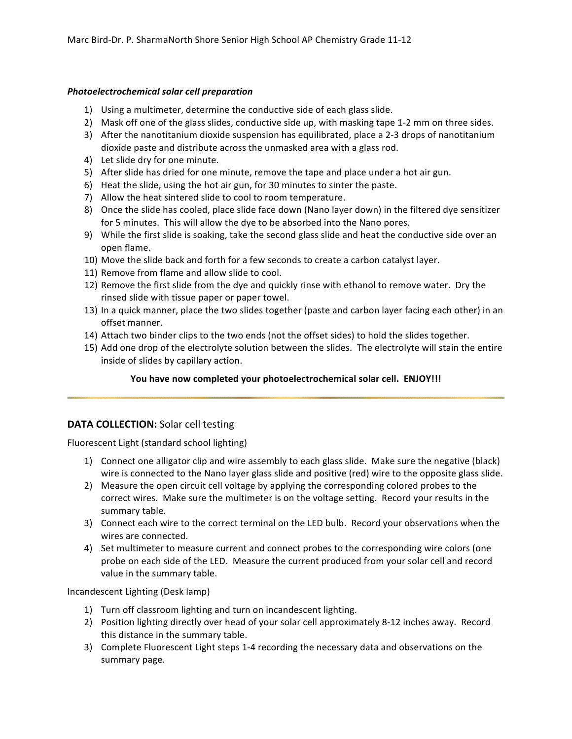***Photoelectrochemical solar cell preparation***

1) Using a multimeter, determine the conductive side of each glass slide.
2) Mask off one of the glass slides, conductive side up, with masking tape 1-2 mm on three sides.
3) After the nanotitanium dioxide suspension has equilibrated, place a 2-3 drops of nanotitanium dioxide paste and distribute across the unmasked area with a glass rod.
4) Let slide dry for one minute.
5) After slide has dried for one minute, remove the tape and place under a hot air gun.
6) Heat the slide, using the hot air gun, for 30 minutes to sinter the paste.
7) Allow the heat sintered slide to cool to room temperature.
8) Once the slide has cooled, place slide face down (Nano layer down) in the filtered dye sensitizer for 5 minutes. This will allow the dye to be absorbed into the Nano pores.
9) While the first slide is soaking, take the second glass slide and heat the conductive side over an open flame.
10) Move the slide back and forth for a few seconds to create a carbon catalyst layer.
11) Remove from flame and allow slide to cool.
12) Remove the first slide from the dye and quickly rinse with ethanol to remove water. Dry the rinsed slide with tissue paper or paper towel.
13) In a quick manner, place the two slides together (paste and carbon layer facing each other) in an offset manner.
14) Attach two binder clips to the two ends (not the offset sides) to hold the slides together.
15) Add one drop of the electrolyte solution between the slides. The electrolyte will stain the entire inside of slides by capillary action.

**You have now completed your photoelectrochemical solar cell. ENJOY!!!**

---

## **DATA COLLECTION:** Solar cell testing

Fluorescent Light (standard school lighting)

1) Connect one alligator clip and wire assembly to each glass slide. Make sure the negative (black) wire is connected to the Nano layer glass slide and positive (red) wire to the opposite glass slide.
2) Measure the open circuit cell voltage by applying the corresponding colored probes to the correct wires. Make sure the multimeter is on the voltage setting. Record your results in the summary table.
3) Connect each wire to the correct terminal on the LED bulb. Record your observations when the wires are connected.
4) Set multimeter to measure current and connect probes to the corresponding wire colors (one probe on each side of the LED. Measure the current produced from your solar cell and record value in the summary table.

Incandescent Lighting (Desk lamp)

1) Turn off classroom lighting and turn on incandescent lighting.
2) Position lighting directly over head of your solar cell approximately 8-12 inches away. Record this distance in the summary table.
3) Complete Fluorescent Light steps 1-4 recording the necessary data and observations on the summary page.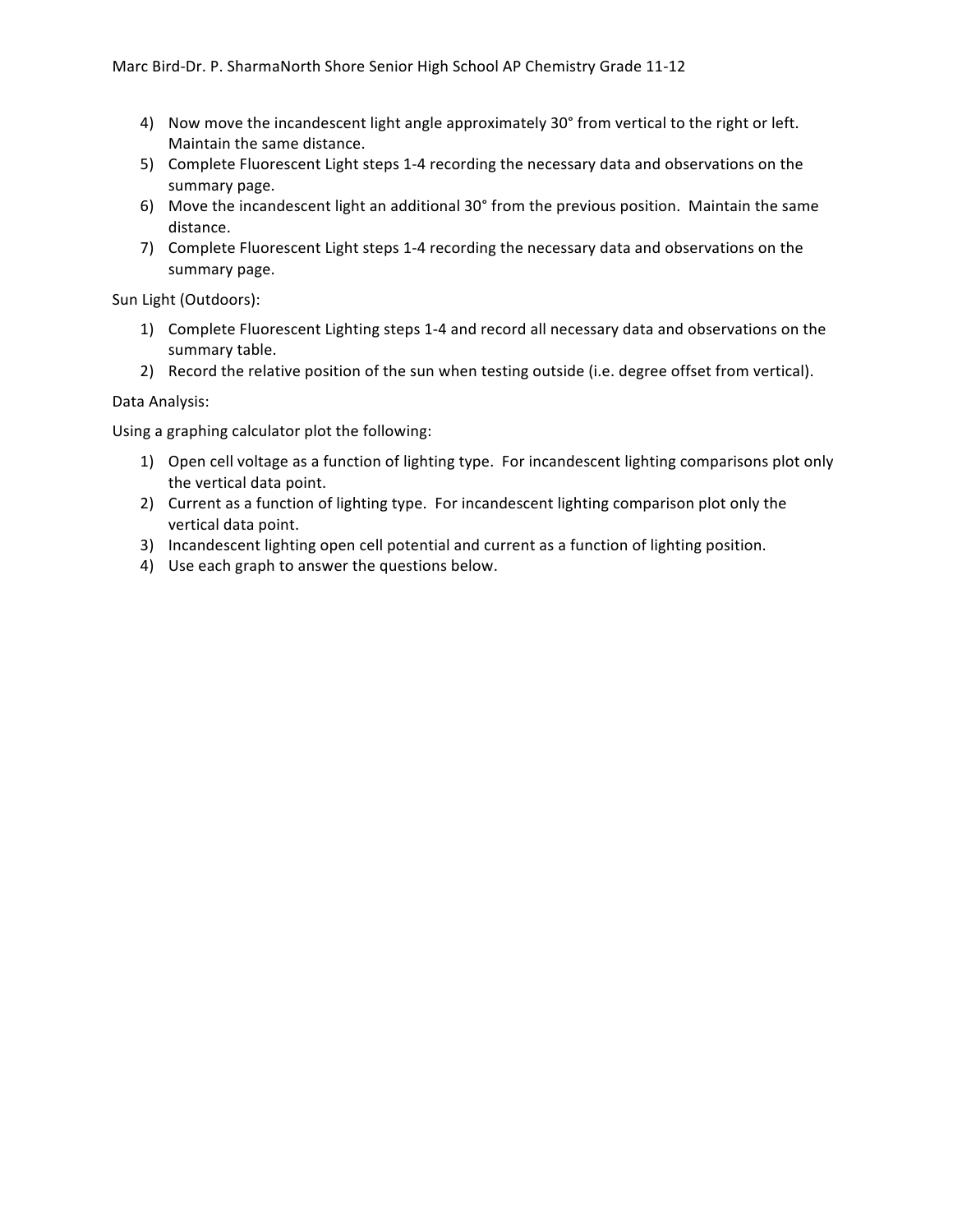4) Now move the incandescent light angle approximately 30° from vertical to the right or left. Maintain the same distance.
5) Complete Fluorescent Light steps 1-4 recording the necessary data and observations on the summary page.
6) Move the incandescent light an additional 30° from the previous position. Maintain the same distance.
7) Complete Fluorescent Light steps 1-4 recording the necessary data and observations on the summary page.

Sun Light (Outdoors):

1) Complete Fluorescent Lighting steps 1-4 and record all necessary data and observations on the summary table.
2) Record the relative position of the sun when testing outside (i.e. degree offset from vertical).

Data Analysis:

Using a graphing calculator plot the following:

1) Open cell voltage as a function of lighting type. For incandescent lighting comparisons plot only the vertical data point.
2) Current as a function of lighting type. For incandescent lighting comparison plot only the vertical data point.
3) Incandescent lighting open cell potential and current as a function of lighting position.
4) Use each graph to answer the questions below.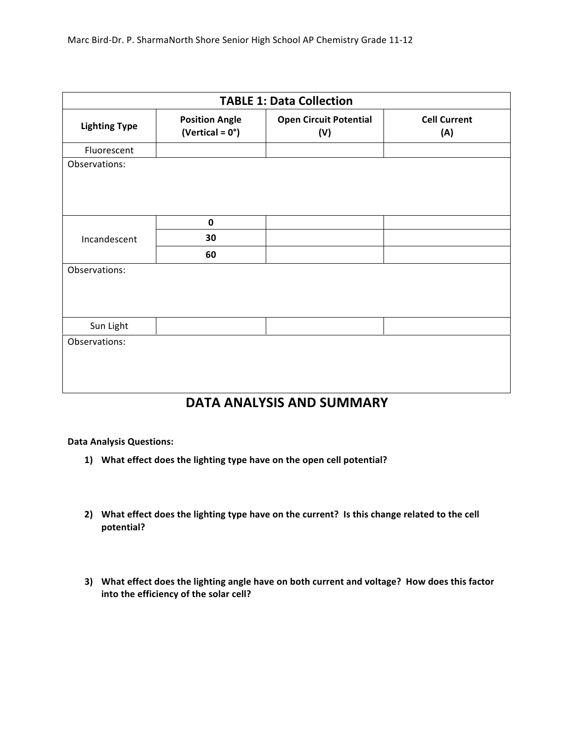| TABLE 1: Data Collection | | | |
|---|---|---|---|
| **Lighting Type** | **Position Angle (Vertical = 0°)** | **Open Circuit Potential (V)** | **Cell Current (A)** |
| Fluorescent | | | |
| Observations: | | | |
| Incandescent | **0** | | |
| | **30** | | |
| | **60** | | |
| Observations: | | | |
| Sun Light | | | |
| Observations: | | | |

# DATA ANALYSIS AND SUMMARY

**Data Analysis Questions:**

1) **What effect does the lighting type have on the open cell potential?**

2) **What effect does the lighting type have on the current? Is this change related to the cell potential?**

3) **What effect does the lighting angle have on both current and voltage? How does this factor into the efficiency of the solar cell?**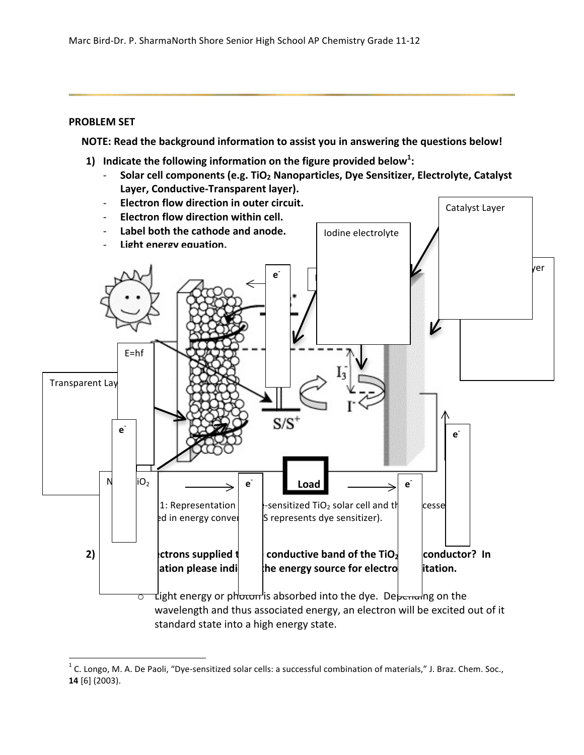**PROBLEM SET**

**NOTE: Read the background information to assist you in answering the questions below!**

1) **Indicate the following information on the figure provided below[1]:**
   - **Solar cell components (e.g. $TiO_2$ Nanoparticles, Dye Sensitizer, Electrolyte, Catalyst Layer, Conductive-Transparent layer).**
   - **Electron flow direction in outer circuit.**
   - **Electron flow direction within cell.**
   - **Label both the cathode and anode.**
   - **Light energy equation.**

Catalyst Layer

Iodine electrolyte

yer

e⁻

E=hf

Transparent Lay

e⁻

$I_3^-$

$I^-$

S/S⁺

e⁻

N iO₂

e⁻

Load

e⁻

1: Representation -sensitized $TiO_2$ solar cell and th cesse ed in energy conver S represents dye sensitizer).

2) ctrons supplied t conductive band of the $TiO_2$ conductor? In ation please indi the energy source for electro itation.
   - Light energy or photon is absorbed into the dye. Depending on the wavelength and thus associated energy, an electron will be excited out of it standard state into a high energy state.

---

[1] C. Longo, M. A. De Paoli, "Dye-sensitized solar cells: a successful combination of materials," J. Braz. Chem. Soc., **14** [6] (2003).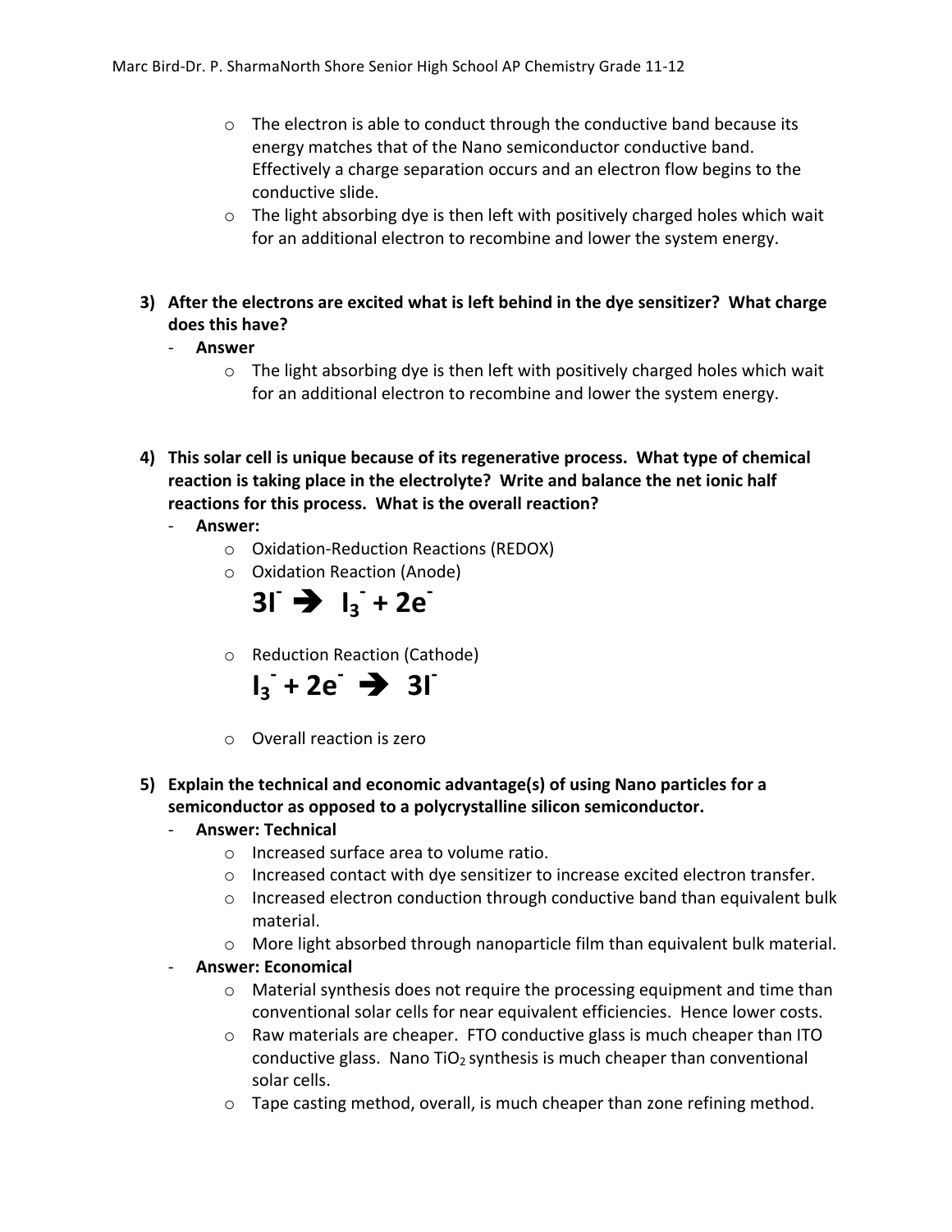- The electron is able to conduct through the conductive band because its energy matches that of the Nano semiconductor conductive band. Effectively a charge separation occurs and an electron flow begins to the conductive slide.
- The light absorbing dye is then left with positively charged holes which wait for an additional electron to recombine and lower the system energy.

**3) After the electrons are excited what is left behind in the dye sensitizer? What charge does this have?**

- **Answer**
  - The light absorbing dye is then left with positively charged holes which wait for an additional electron to recombine and lower the system energy.

**4) This solar cell is unique because of its regenerative process. What type of chemical reaction is taking place in the electrolyte? Write and balance the net ionic half reactions for this process. What is the overall reaction?**

- **Answer:**
  - Oxidation-Reduction Reactions (REDOX)
  - Oxidation Reaction (Anode)

    $$3I^- \rightarrow I_3^- + 2e^-$$

  - Reduction Reaction (Cathode)

    $$I_3^- + 2e^- \rightarrow 3I^-$$

  - Overall reaction is zero

**5) Explain the technical and economic advantage(s) of using Nano particles for a semiconductor as opposed to a polycrystalline silicon semiconductor.**

- **Answer: Technical**
  - Increased surface area to volume ratio.
  - Increased contact with dye sensitizer to increase excited electron transfer.
  - Increased electron conduction through conductive band than equivalent bulk material.
  - More light absorbed through nanoparticle film than equivalent bulk material.
- **Answer: Economical**
  - Material synthesis does not require the processing equipment and time than conventional solar cells for near equivalent efficiencies. Hence lower costs.
  - Raw materials are cheaper. FTO conductive glass is much cheaper than ITO conductive glass. Nano $TiO_2$ synthesis is much cheaper than conventional solar cells.
  - Tape casting method, overall, is much cheaper than zone refining method.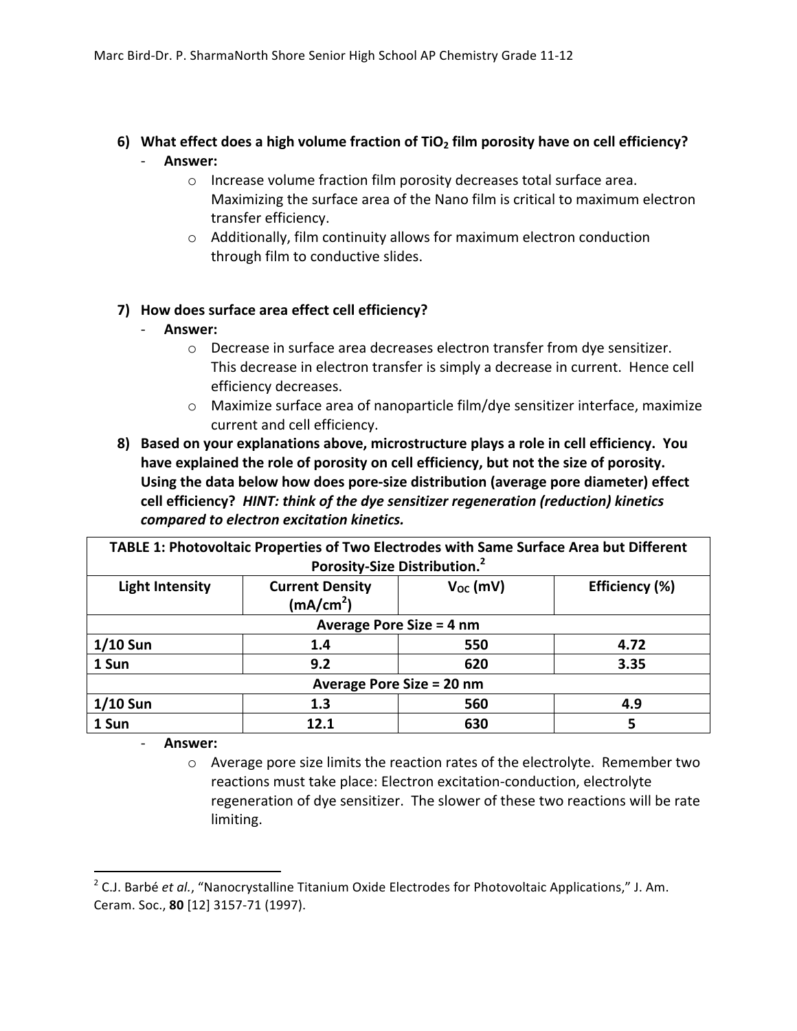6) **What effect does a high volume fraction of $TiO_2$ film porosity have on cell efficiency?**
   - **Answer:**
     - Increase volume fraction film porosity decreases total surface area. Maximizing the surface area of the Nano film is critical to maximum electron transfer efficiency.
     - Additionally, film continuity allows for maximum electron conduction through film to conductive slides.

7) **How does surface area effect cell efficiency?**
   - **Answer:**
     - Decrease in surface area decreases electron transfer from dye sensitizer. This decrease in electron transfer is simply a decrease in current. Hence cell efficiency decreases.
     - Maximize surface area of nanoparticle film/dye sensitizer interface, maximize current and cell efficiency.

8) **Based on your explanations above, microstructure plays a role in cell efficiency. You have explained the role of porosity on cell efficiency, but not the size of porosity. Using the data below how does pore-size distribution (average pore diameter) effect cell efficiency?** ***HINT: think of the dye sensitizer regeneration (reduction) kinetics compared to electron excitation kinetics.***

| **TABLE 1: Photovoltaic Properties of Two Electrodes with Same Surface Area but Different Porosity-Size Distribution.[2]** | | | |
|---|---|---|---|
| **Light Intensity** | **Current Density ($mA/cm^2$)** | **$V_{OC}$ (mV)** | **Efficiency (%)** |
| **Average Pore Size = 4 nm** | | | |
| **1/10 Sun** | **1.4** | **550** | **4.72** |
| **1 Sun** | **9.2** | **620** | **3.35** |
| **Average Pore Size = 20 nm** | | | |
| **1/10 Sun** | **1.3** | **560** | **4.9** |
| **1 Sun** | **12.1** | **630** | **5** |

   - **Answer:**
     - Average pore size limits the reaction rates of the electrolyte. Remember two reactions must take place: Electron excitation-conduction, electrolyte regeneration of dye sensitizer. The slower of these two reactions will be rate limiting.

[2] C.J. Barbé *et al.*, "Nanocrystalline Titanium Oxide Electrodes for Photovoltaic Applications," J. Am. Ceram. Soc., **80** [12] 3157-71 (1997).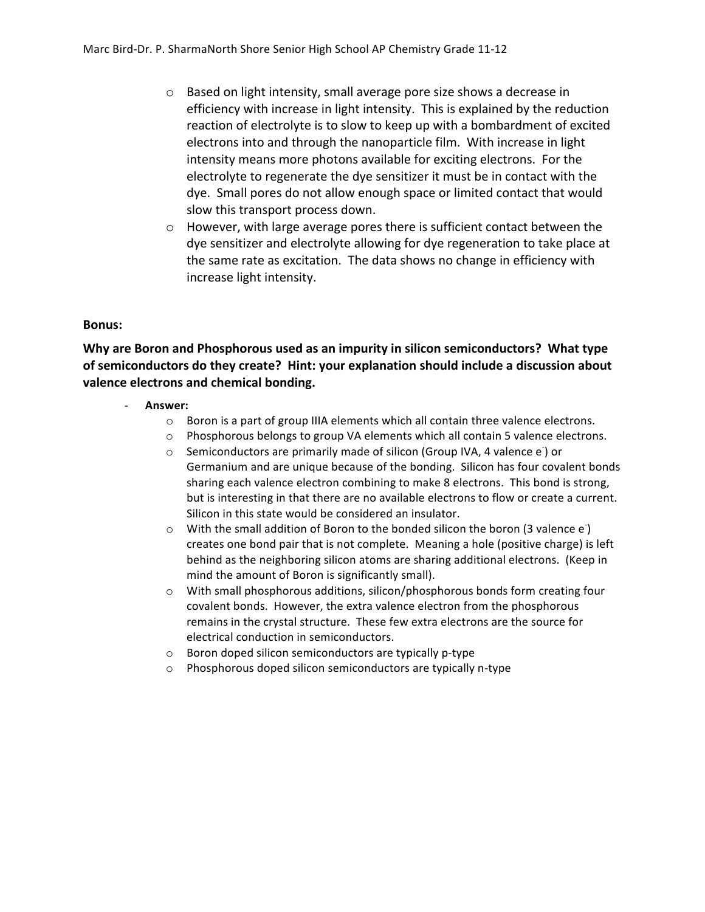- Based on light intensity, small average pore size shows a decrease in efficiency with increase in light intensity. This is explained by the reduction reaction of electrolyte is to slow to keep up with a bombardment of excited electrons into and through the nanoparticle film. With increase in light intensity means more photons available for exciting electrons. For the electrolyte to regenerate the dye sensitizer it must be in contact with the dye. Small pores do not allow enough space or limited contact that would slow this transport process down.
- However, with large average pores there is sufficient contact between the dye sensitizer and electrolyte allowing for dye regeneration to take place at the same rate as excitation. The data shows no change in efficiency with increase light intensity.

**Bonus:**

**Why are Boron and Phosphorous used as an impurity in silicon semiconductors? What type of semiconductors do they create? Hint: your explanation should include a discussion about valence electrons and chemical bonding.**

- **Answer:**
  - Boron is a part of group IIIA elements which all contain three valence electrons.
  - Phosphorous belongs to group VA elements which all contain 5 valence electrons.
  - Semiconductors are primarily made of silicon (Group IVA, 4 valence $e^-$) or Germanium and are unique because of the bonding. Silicon has four covalent bonds sharing each valence electron combining to make 8 electrons. This bond is strong, but is interesting in that there are no available electrons to flow or create a current. Silicon in this state would be considered an insulator.
  - With the small addition of Boron to the bonded silicon the boron (3 valence $e^-$) creates one bond pair that is not complete. Meaning a hole (positive charge) is left behind as the neighboring silicon atoms are sharing additional electrons. (Keep in mind the amount of Boron is significantly small).
  - With small phosphorous additions, silicon/phosphorous bonds form creating four covalent bonds. However, the extra valence electron from the phosphorous remains in the crystal structure. These few extra electrons are the source for electrical conduction in semiconductors.
  - Boron doped silicon semiconductors are typically p-type
  - Phosphorous doped silicon semiconductors are typically n-type